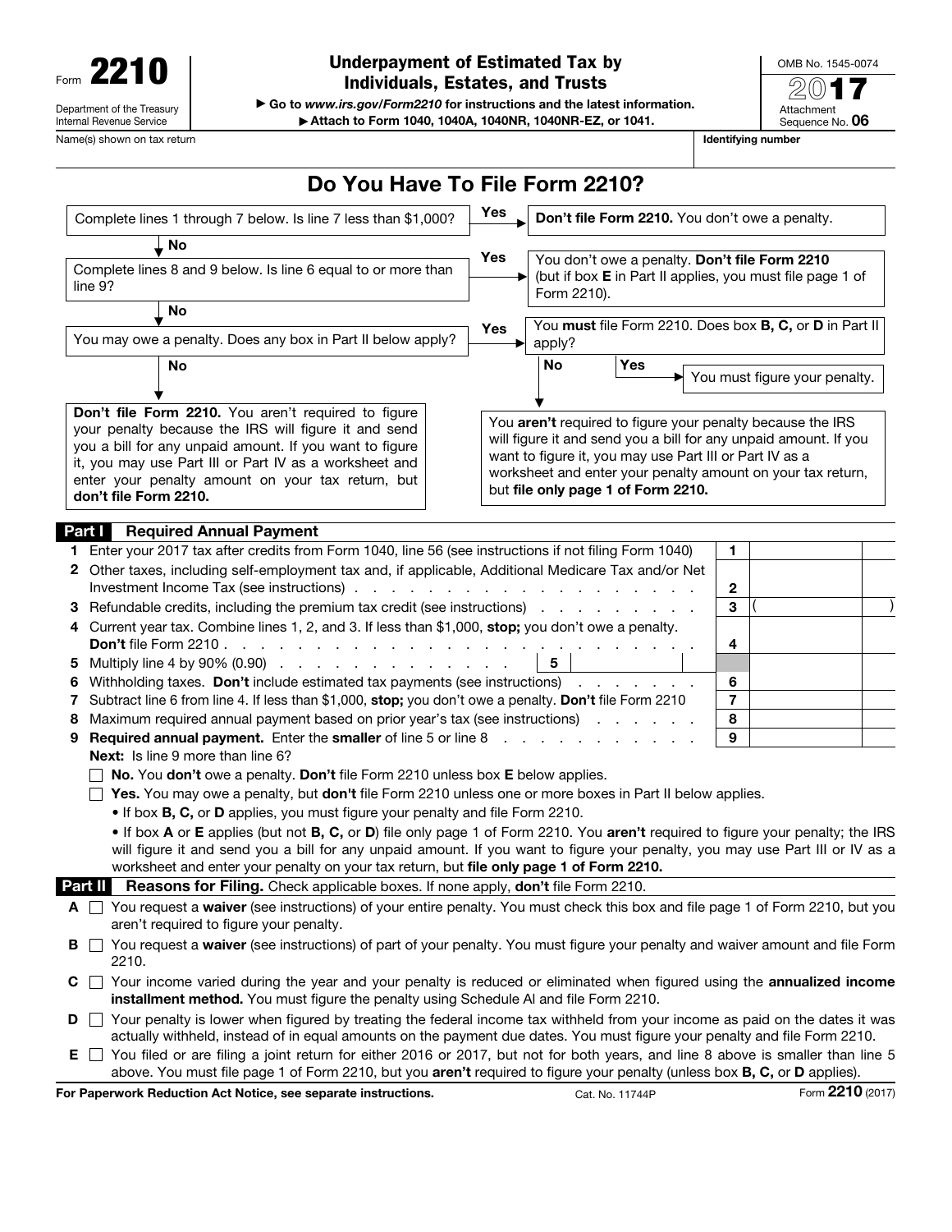Form **2210**

Department of the Treasury
Internal Revenue Service

# Underpayment of Estimated Tax by Individuals, Estates, and Trusts

▶ Go to *www.irs.gov/Form2210* for instructions and the latest information.
▶ Attach to Form 1040, 1040A, 1040NR, 1040NR-EZ, or 1041.

OMB No. 1545-0074
**2017**
Attachment Sequence No. **06**

Name(s) shown on tax return | Identifying number

## Do You Have To File Form 2210?

Complete lines 1 through 7 below. Is line 7 less than $1,000?
- **Yes** → **Don't file Form 2210.** You don't owe a penalty.
- **No** ↓

Complete lines 8 and 9 below. Is line 6 equal to or more than line 9?
- **Yes** → You don't owe a penalty. **Don't file Form 2210** (but if box **E** in Part II applies, you must file page 1 of Form 2210).
- **No** ↓

You may owe a penalty. Does any box in Part II below apply?
- **Yes** → You **must** file Form 2210. Does box **B, C,** or **D** in Part II apply?
  - **Yes** → You must figure your penalty.
  - **No** → You **aren't** required to figure your penalty because the IRS will figure it and send you a bill for any unpaid amount. If you want to figure it, you may use Part III or Part IV as a worksheet and enter your penalty amount on your tax return, but **file only page 1 of Form 2210.**
- **No** → **Don't file Form 2210.** You aren't required to figure your penalty because the IRS will figure it and send you a bill for any unpaid amount. If you want to figure it, you may use Part III or Part IV as a worksheet and enter your penalty amount on your tax return, but **don't file Form 2210.**

## Part I — Required Annual Payment

| Line | Description | | |
|---|---|---|---|
| 1 | Enter your 2017 tax after credits from Form 1040, line 56 (see instructions if not filing Form 1040) | 1 | |
| 2 | Other taxes, including self-employment tax and, if applicable, Additional Medicare Tax and/or Net Investment Income Tax (see instructions) | 2 | |
| 3 | Refundable credits, including the premium tax credit (see instructions) | 3 | ( ) |
| 4 | Current year tax. Combine lines 1, 2, and 3. If less than $1,000, **stop;** you don't owe a penalty. **Don't** file Form 2210 | 4 | |
| 5 | Multiply line 4 by 90% (0.90) — 5 | | |
| 6 | Withholding taxes. **Don't** include estimated tax payments (see instructions) | 6 | |
| 7 | Subtract line 6 from line 4. If less than $1,000, **stop;** you don't owe a penalty. **Don't** file Form 2210 | 7 | |
| 8 | Maximum required annual payment based on prior year's tax (see instructions) | 8 | |
| 9 | **Required annual payment.** Enter the **smaller** of line 5 or line 8 | 9 | |

**Next:** Is line 9 more than line 6?

☐ **No.** You **don't** owe a penalty. **Don't** file Form 2210 unless box **E** below applies.

☐ **Yes.** You may owe a penalty, but **don't** file Form 2210 unless one or more boxes in Part II below applies.

- If box **B, C,** or **D** applies, you must figure your penalty and file Form 2210.
- If box **A** or **E** applies (but not **B, C,** or **D**) file only page 1 of Form 2210. You **aren't** required to figure your penalty; the IRS will figure it and send you a bill for any unpaid amount. If you want to figure your penalty, you may use Part III or IV as a worksheet and enter your penalty on your tax return, but **file only page 1 of Form 2210.**

## Part II — Reasons for Filing. Check applicable boxes. If none apply, **don't** file Form 2210.

**A** ☐ You request a **waiver** (see instructions) of your entire penalty. You must check this box and file page 1 of Form 2210, but you aren't required to figure your penalty.

**B** ☐ You request a **waiver** (see instructions) of part of your penalty. You must figure your penalty and waiver amount and file Form 2210.

**C** ☐ Your income varied during the year and your penalty is reduced or eliminated when figured using the **annualized income installment method.** You must figure the penalty using Schedule AI and file Form 2210.

**D** ☐ Your penalty is lower when figured by treating the federal income tax withheld from your income as paid on the dates it was actually withheld, instead of in equal amounts on the payment due dates. You must figure your penalty and file Form 2210.

**E** ☐ You filed or are filing a joint return for either 2016 or 2017, but not for both years, and line 8 above is smaller than line 5 above. You must file page 1 of Form 2210, but you **aren't** required to figure your penalty (unless box **B, C,** or **D** applies).

**For Paperwork Reduction Act Notice, see separate instructions.** Cat. No. 11744P Form **2210** (2017)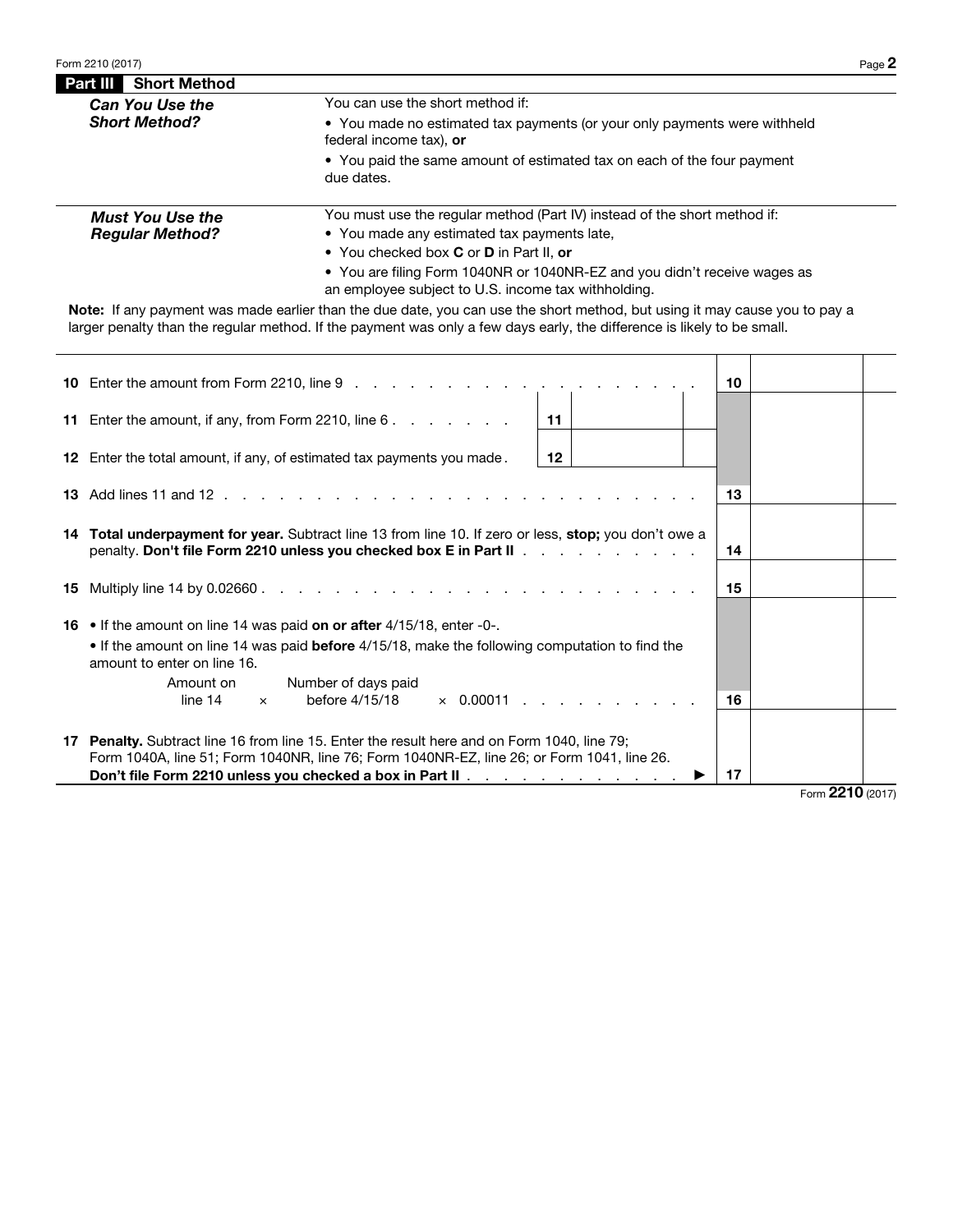## Part III Short Method

| | |
|---|---|
| ***Can You Use the Short Method?*** | You can use the short method if:<br>• You made no estimated tax payments (or your only payments were withheld federal income tax), **or**<br>• You paid the same amount of estimated tax on each of the four payment due dates. |
| ***Must You Use the Regular Method?*** | You must use the regular method (Part IV) instead of the short method if:<br>• You made any estimated tax payments late,<br>• You checked box **C** or **D** in Part II, **or**<br>• You are filing Form 1040NR or 1040NR-EZ and you didn't receive wages as an employee subject to U.S. income tax withholding. |

**Note:** If any payment was made earlier than the due date, you can use the short method, but using it may cause you to pay a larger penalty than the regular method. If the payment was only a few days early, the difference is likely to be small.

| | | | | |
|---|---|---|---|---|
| **10** | Enter the amount from Form 2210, line 9 | | | 10 | |
| **11** | Enter the amount, if any, from Form 2210, line 6 | 11 | | | |
| **12** | Enter the total amount, if any, of estimated tax payments you made | 12 | | | |
| **13** | Add lines 11 and 12 | | | 13 | |
| **14** | **Total underpayment for year.** Subtract line 13 from line 10. If zero or less, **stop;** you don't owe a penalty. **Don't file Form 2210 unless you checked box E in Part II** | | | 14 | |
| **15** | Multiply line 14 by 0.02660 | | | 15 | |
| **16** | • If the amount on line 14 was paid **on or after** 4/15/18, enter -0-.<br>• If the amount on line 14 was paid **before** 4/15/18, make the following computation to find the amount to enter on line 16.<br>Amount on line 14 × Number of days paid before 4/15/18 × 0.00011 | | | 16 | |
| **17** | **Penalty.** Subtract line 16 from line 15. Enter the result here and on Form 1040, line 79; Form 1040A, line 51; Form 1040NR, line 76; Form 1040NR-EZ, line 26; or Form 1041, line 26. **Don't file Form 2210 unless you checked a box in Part II** ▶ | | | 17 | |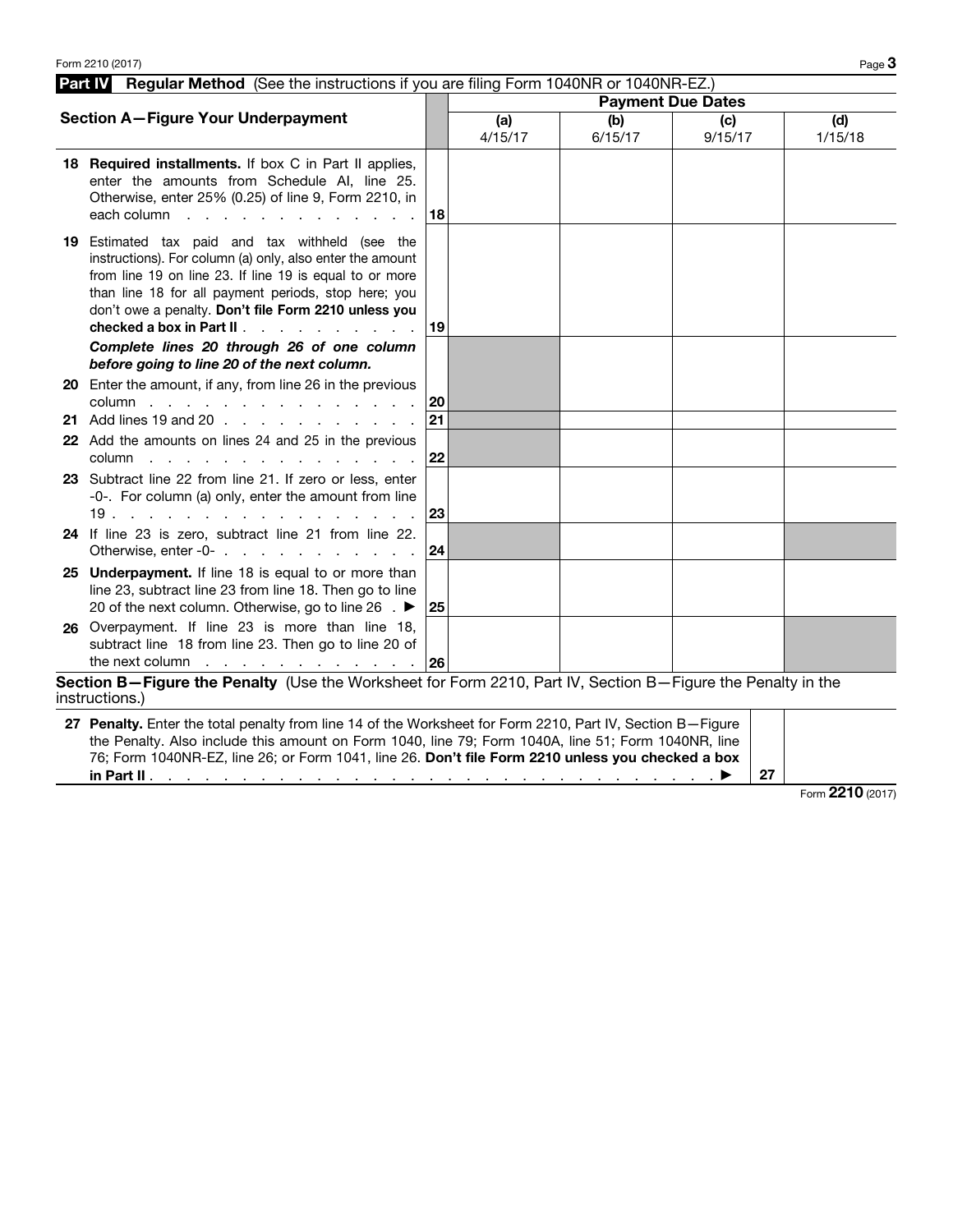## Part IV Regular Method (See the instructions if you are filing Form 1040NR or 1040NR-EZ.)

### Section A—Figure Your Underpayment

| | | Payment Due Dates | | | |
|---|---|---|---|---|---|
| | | (a) 4/15/17 | (b) 6/15/17 | (c) 9/15/17 | (d) 1/15/18 |
| **18** **Required installments.** If box C in Part II applies, enter the amounts from Schedule AI, line 25. Otherwise, enter 25% (0.25) of line 9, Form 2210, in each column | 18 | | | | |
| **19** Estimated tax paid and tax withheld (see the instructions). For column (a) only, also enter the amount from line 19 on line 23. If line 19 is equal to or more than line 18 for all payment periods, stop here; you don't owe a penalty. **Don't file Form 2210 unless you checked a box in Part II** | 19 | | | | |
| ***Complete lines 20 through 26 of one column before going to line 20 of the next column.*** | | | | | |
| **20** Enter the amount, if any, from line 26 in the previous column | 20 | | | | |
| **21** Add lines 19 and 20 | 21 | | | | |
| **22** Add the amounts on lines 24 and 25 in the previous column | 22 | | | | |
| **23** Subtract line 22 from line 21. If zero or less, enter -0-. For column (a) only, enter the amount from line 19 | 23 | | | | |
| **24** If line 23 is zero, subtract line 21 from line 22. Otherwise, enter -0- | 24 | | | | |
| **25** **Underpayment.** If line 18 is equal to or more than line 23, subtract line 23 from line 18. Then go to line 20 of the next column. Otherwise, go to line 26 ▶ | 25 | | | | |
| **26** Overpayment. If line 23 is more than line 18, subtract line 18 from line 23. Then go to line 20 of the next column | 26 | | | | |

### Section B—Figure the Penalty (Use the Worksheet for Form 2210, Part IV, Section B—Figure the Penalty in the instructions.)

| | | |
|---|---|---|
| **27** **Penalty.** Enter the total penalty from line 14 of the Worksheet for Form 2210, Part IV, Section B—Figure the Penalty. Also include this amount on Form 1040, line 79; Form 1040A, line 51; Form 1040NR, line 76; Form 1040NR-EZ, line 26; or Form 1041, line 26. **Don't file Form 2210 unless you checked a box in Part II** ▶ | 27 | |

Form **2210** (2017)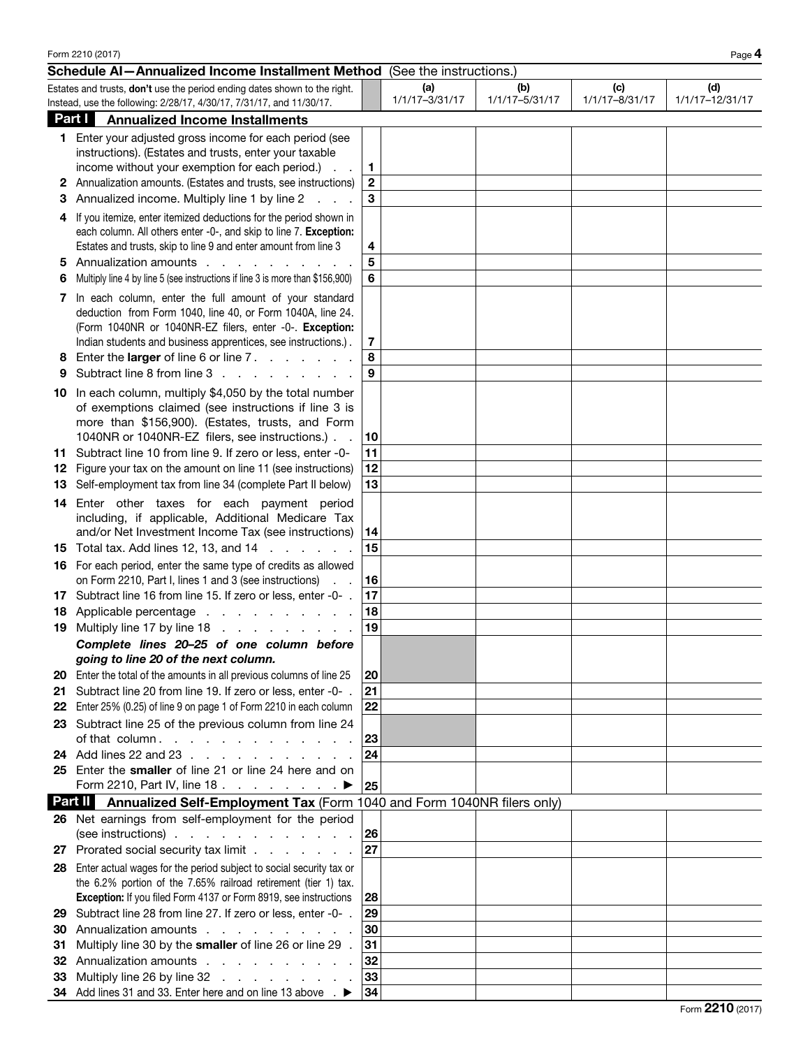## Schedule AI—Annualized Income Installment Method (See the instructions.)

| Estates and trusts, **don't** use the period ending dates shown to the right. Instead, use the following: 2/28/17, 4/30/17, 7/31/17, and 11/30/17. | | (a) 1/1/17–3/31/17 | (b) 1/1/17–5/31/17 | (c) 1/1/17–8/31/17 | (d) 1/1/17–12/31/17 |
|---|---|---|---|---|---|
| **Part I Annualized Income Installments** | | | | | |
| **1** Enter your adjusted gross income for each period (see instructions). (Estates and trusts, enter your taxable income without your exemption for each period.) | 1 | | | | |
| **2** Annualization amounts. (Estates and trusts, see instructions) | 2 | | | | |
| **3** Annualized income. Multiply line 1 by line 2 | 3 | | | | |
| **4** If you itemize, enter itemized deductions for the period shown in each column. All others enter -0-, and skip to line 7. **Exception:** Estates and trusts, skip to line 9 and enter amount from line 3 | 4 | | | | |
| **5** Annualization amounts | 5 | | | | |
| **6** Multiply line 4 by line 5 (see instructions if line 3 is more than $156,900) | 6 | | | | |
| **7** In each column, enter the full amount of your standard deduction from Form 1040, line 40, or Form 1040A, line 24. (Form 1040NR or 1040NR-EZ filers, enter -0-. **Exception:** Indian students and business apprentices, see instructions.) | 7 | | | | |
| **8** Enter the **larger** of line 6 or line 7 | 8 | | | | |
| **9** Subtract line 8 from line 3 | 9 | | | | |
| **10** In each column, multiply $4,050 by the total number of exemptions claimed (see instructions if line 3 is more than $156,900). (Estates, trusts, and Form 1040NR or 1040NR-EZ filers, see instructions.) | 10 | | | | |
| **11** Subtract line 10 from line 9. If zero or less, enter -0- | 11 | | | | |
| **12** Figure your tax on the amount on line 11 (see instructions) | 12 | | | | |
| **13** Self-employment tax from line 34 (complete Part II below) | 13 | | | | |
| **14** Enter other taxes for each payment period including, if applicable, Additional Medicare Tax and/or Net Investment Income Tax (see instructions) | 14 | | | | |
| **15** Total tax. Add lines 12, 13, and 14 | 15 | | | | |
| **16** For each period, enter the same type of credits as allowed on Form 2210, Part I, lines 1 and 3 (see instructions) | 16 | | | | |
| **17** Subtract line 16 from line 15. If zero or less, enter -0- | 17 | | | | |
| **18** Applicable percentage | 18 | | | | |
| **19** Multiply line 17 by line 18 | 19 | | | | |
| ***Complete lines 20–25 of one column before going to line 20 of the next column.*** | | | | | |
| **20** Enter the total of the amounts in all previous columns of line 25 | 20 | | | | |
| **21** Subtract line 20 from line 19. If zero or less, enter -0- | 21 | | | | |
| **22** Enter 25% (0.25) of line 9 on page 1 of Form 2210 in each column | 22 | | | | |
| **23** Subtract line 25 of the previous column from line 24 of that column | 23 | | | | |
| **24** Add lines 22 and 23 | 24 | | | | |
| **25** Enter the **smaller** of line 21 or line 24 here and on Form 2210, Part IV, line 18 ▶ | 25 | | | | |
| **Part II Annualized Self-Employment Tax** (Form 1040 and Form 1040NR filers only) | | | | | |
| **26** Net earnings from self-employment for the period (see instructions) | 26 | | | | |
| **27** Prorated social security tax limit | 27 | | | | |
| **28** Enter actual wages for the period subject to social security tax or the 6.2% portion of the 7.65% railroad retirement (tier 1) tax. **Exception:** If you filed Form 4137 or Form 8919, see instructions | 28 | | | | |
| **29** Subtract line 28 from line 27. If zero or less, enter -0- | 29 | | | | |
| **30** Annualization amounts | 30 | | | | |
| **31** Multiply line 30 by the **smaller** of line 26 or line 29 | 31 | | | | |
| **32** Annualization amounts | 32 | | | | |
| **33** Multiply line 26 by line 32 | 33 | | | | |
| **34** Add lines 31 and 33. Enter here and on line 13 above ▶ | 34 | | | | |

Form **2210** (2017)